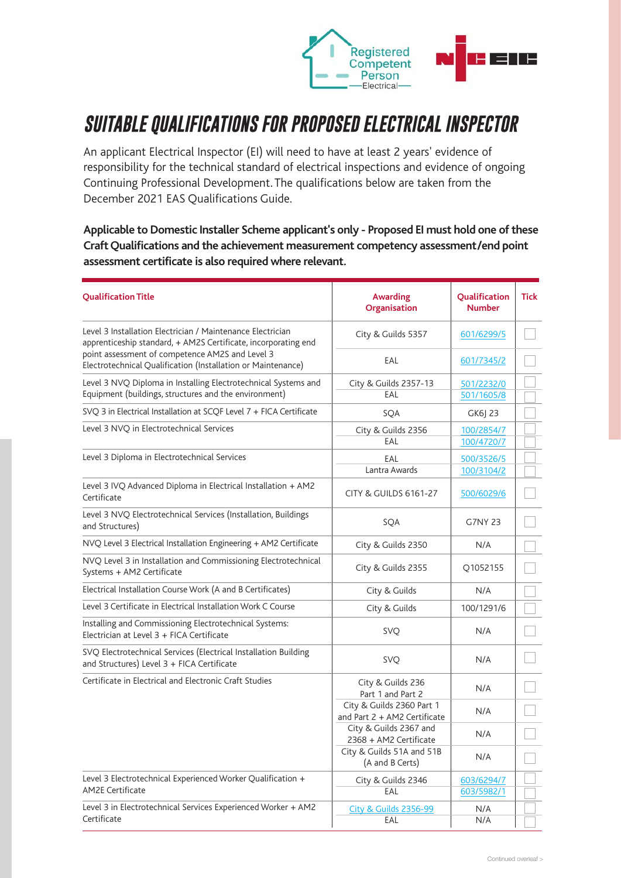# SUITABLE QUALIFICATIONS FOR PROPOSED ELECTRICAL INSPECTOR

An applicant Electrical Inspector (EI) will need to have at least 2 years' evidence of responsibility for the technical standard of electrical inspections and evidence of ongoing Continuing Professional Development. The qualifications below are taken from the December 2021 EAS Qualifications Guide.

**Applicable to Domestic Installer Scheme applicant's only - Proposed EI must hold one of these Craft Qualifications and the achievement measurement competency assessment/end point assessment certificate is also required where relevant.**

| Qualification Title | Awarding Organisation | Qualification Number | Tick |
|---|---|---|---|
| Level 3 Installation Electrician / Maintenance Electrician apprenticeship standard, + AM2S Certificate, incorporating end point assessment of competence AM2S and Level 3 Electrotechnical Qualification (Installation or Maintenance) | City & Guilds 5357 | 601/6299/5 | ☐ |
| | EAL | 601/7345/2 | ☐ |
| Level 3 NVQ Diploma in Installing Electrotechnical Systems and Equipment (buildings, structures and the environment) | City & Guilds 2357-13 | 501/2232/0 | ☐ |
| | EAL | 501/1605/8 | ☐ |
| SVQ 3 in Electrical Installation at SCQF Level 7 + FICA Certificate | SQA | GK6J 23 | ☐ |
| Level 3 NVQ in Electrotechnical Services | City & Guilds 2356 | 100/2854/7 | ☐ |
| | EAL | 100/4720/7 | ☐ |
| Level 3 Diploma in Electrotechnical Services | EAL | 500/3526/5 | ☐ |
| | Lantra Awards | 100/3104/2 | ☐ |
| Level 3 IVQ Advanced Diploma in Electrical Installation + AM2 Certificate | CITY & GUILDS 6161-27 | 500/6029/6 | ☐ |
| Level 3 NVQ Electrotechnical Services (Installation, Buildings and Structures) | SQA | G7NY 23 | ☐ |
| NVQ Level 3 Electrical Installation Engineering + AM2 Certificate | City & Guilds 2350 | N/A | ☐ |
| NVQ Level 3 in Installation and Commissioning Electrotechnical Systems + AM2 Certificate | City & Guilds 2355 | Q1052155 | ☐ |
| Electrical Installation Course Work (A and B Certificates) | City & Guilds | N/A | ☐ |
| Level 3 Certificate in Electrical Installation Work C Course | City & Guilds | 100/1291/6 | ☐ |
| Installing and Commissioning Electrotechnical Systems: Electrician at Level 3 + FICA Certificate | SVQ | N/A | ☐ |
| SVQ Electrotechnical Services (Electrical Installation Building and Structures) Level 3 + FICA Certificate | SVQ | N/A | ☐ |
| Certificate in Electrical and Electronic Craft Studies | City & Guilds 236 Part 1 and Part 2 | N/A | ☐ |
| | City & Guilds 2360 Part 1 and Part 2 + AM2 Certificate | N/A | ☐ |
| | City & Guilds 2367 and 2368 + AM2 Certificate | N/A | ☐ |
| | City & Guilds 51A and 51B (A and B Certs) | N/A | ☐ |
| Level 3 Electrotechnical Experienced Worker Qualification + AM2E Certificate | City & Guilds 2346 | 603/6294/7 | ☐ |
| | EAL | 603/5982/1 | ☐ |
| Level 3 in Electrotechnical Services Experienced Worker + AM2 Certificate | City & Guilds 2356-99 | N/A | ☐ |
| | EAL | N/A | ☐ |

Continued overleaf >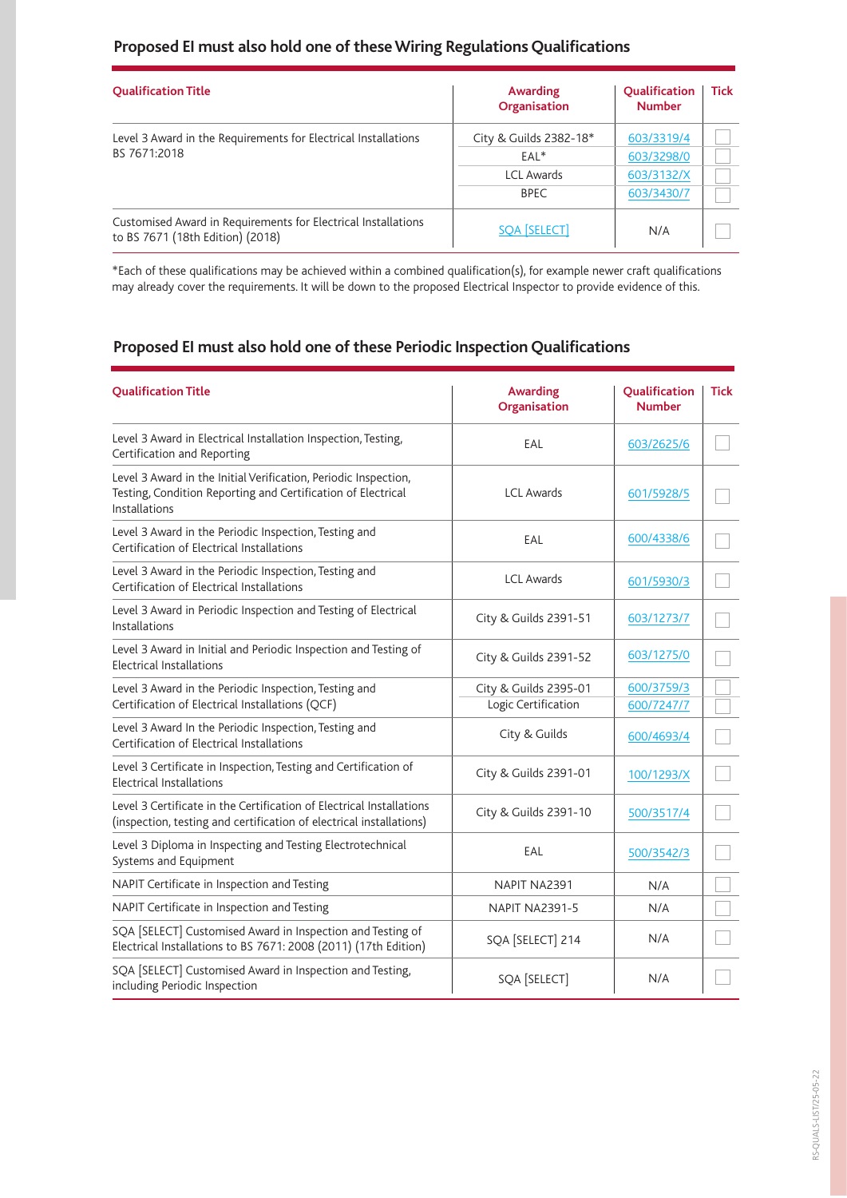## Proposed EI must also hold one of these Wiring Regulations Qualifications

| Qualification Title | Awarding Organisation | Qualification Number | Tick |
|---|---|---|---|
| Level 3 Award in the Requirements for Electrical Installations BS 7671:2018 | City & Guilds 2382-18* | 603/3319/4 | |
| | EAL* | 603/3298/0 | |
| | LCL Awards | 603/3132/X | |
| | BPEC | 603/3430/7 | |
| Customised Award in Requirements for Electrical Installations to BS 7671 (18th Edition) (2018) | SQA [SELECT] | N/A | |

*Each of these qualifications may be achieved within a combined qualification(s), for example newer craft qualifications may already cover the requirements. It will be down to the proposed Electrical Inspector to provide evidence of this.

## Proposed EI must also hold one of these Periodic Inspection Qualifications

| Qualification Title | Awarding Organisation | Qualification Number | Tick |
|---|---|---|---|
| Level 3 Award in Electrical Installation Inspection, Testing, Certification and Reporting | EAL | 603/2625/6 | |
| Level 3 Award in the Initial Verification, Periodic Inspection, Testing, Condition Reporting and Certification of Electrical Installations | LCL Awards | 601/5928/5 | |
| Level 3 Award in the Periodic Inspection, Testing and Certification of Electrical Installations | EAL | 600/4338/6 | |
| Level 3 Award in the Periodic Inspection, Testing and Certification of Electrical Installations | LCL Awards | 601/5930/3 | |
| Level 3 Award in Periodic Inspection and Testing of Electrical Installations | City & Guilds 2391-51 | 603/1273/7 | |
| Level 3 Award in Initial and Periodic Inspection and Testing of Electrical Installations | City & Guilds 2391-52 | 603/1275/0 | |
| Level 3 Award in the Periodic Inspection, Testing and Certification of Electrical Installations (QCF) | City & Guilds 2395-01 | 600/3759/3 | |
| | Logic Certification | 600/7247/7 | |
| Level 3 Award In the Periodic Inspection, Testing and Certification of Electrical Installations | City & Guilds | 600/4693/4 | |
| Level 3 Certificate in Inspection, Testing and Certification of Electrical Installations | City & Guilds 2391-01 | 100/1293/X | |
| Level 3 Certificate in the Certification of Electrical Installations (inspection, testing and certification of electrical installations) | City & Guilds 2391-10 | 500/3517/4 | |
| Level 3 Diploma in Inspecting and Testing Electrotechnical Systems and Equipment | EAL | 500/3542/3 | |
| NAPIT Certificate in Inspection and Testing | NAPIT NA2391 | N/A | |
| NAPIT Certificate in Inspection and Testing | NAPIT NA2391-5 | N/A | |
| SQA [SELECT] Customised Award in Inspection and Testing of Electrical Installations to BS 7671: 2008 (2011) (17th Edition) | SQA [SELECT] 214 | N/A | |
| SQA [SELECT] Customised Award in Inspection and Testing, including Periodic Inspection | SQA [SELECT] | N/A | |